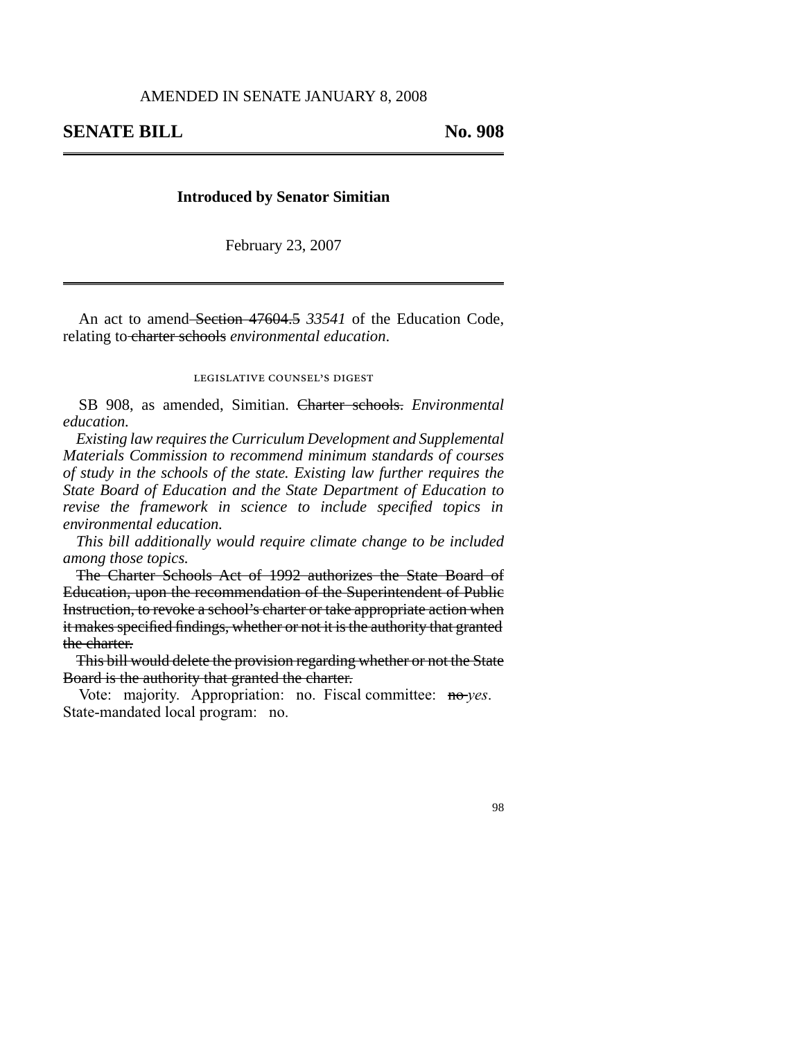AMENDED IN SENATE JANUARY 8, 2008

# SENATE BILL No. 908

**Introduced by Senator Simitian**

February 23, 2007

An act to amend ~~Section 47604.5~~ *33541* of the Education Code, relating to ~~charter schools~~ *environmental education*.

LEGISLATIVE COUNSEL'S DIGEST

SB 908, as amended, Simitian. ~~Charter schools.~~ *Environmental education.*

*Existing law requires the Curriculum Development and Supplemental Materials Commission to recommend minimum standards of courses of study in the schools of the state. Existing law further requires the State Board of Education and the State Department of Education to revise the framework in science to include specified topics in environmental education.*

*This bill additionally would require climate change to be included among those topics.*

~~The Charter Schools Act of 1992 authorizes the State Board of Education, upon the recommendation of the Superintendent of Public Instruction, to revoke a school's charter or take appropriate action when it makes specified findings, whether or not it is the authority that granted the charter.~~

~~This bill would delete the provision regarding whether or not the State Board is the authority that granted the charter.~~

Vote: majority. Appropriation: no. Fiscal committee: ~~no~~ *yes*. State-mandated local program: no.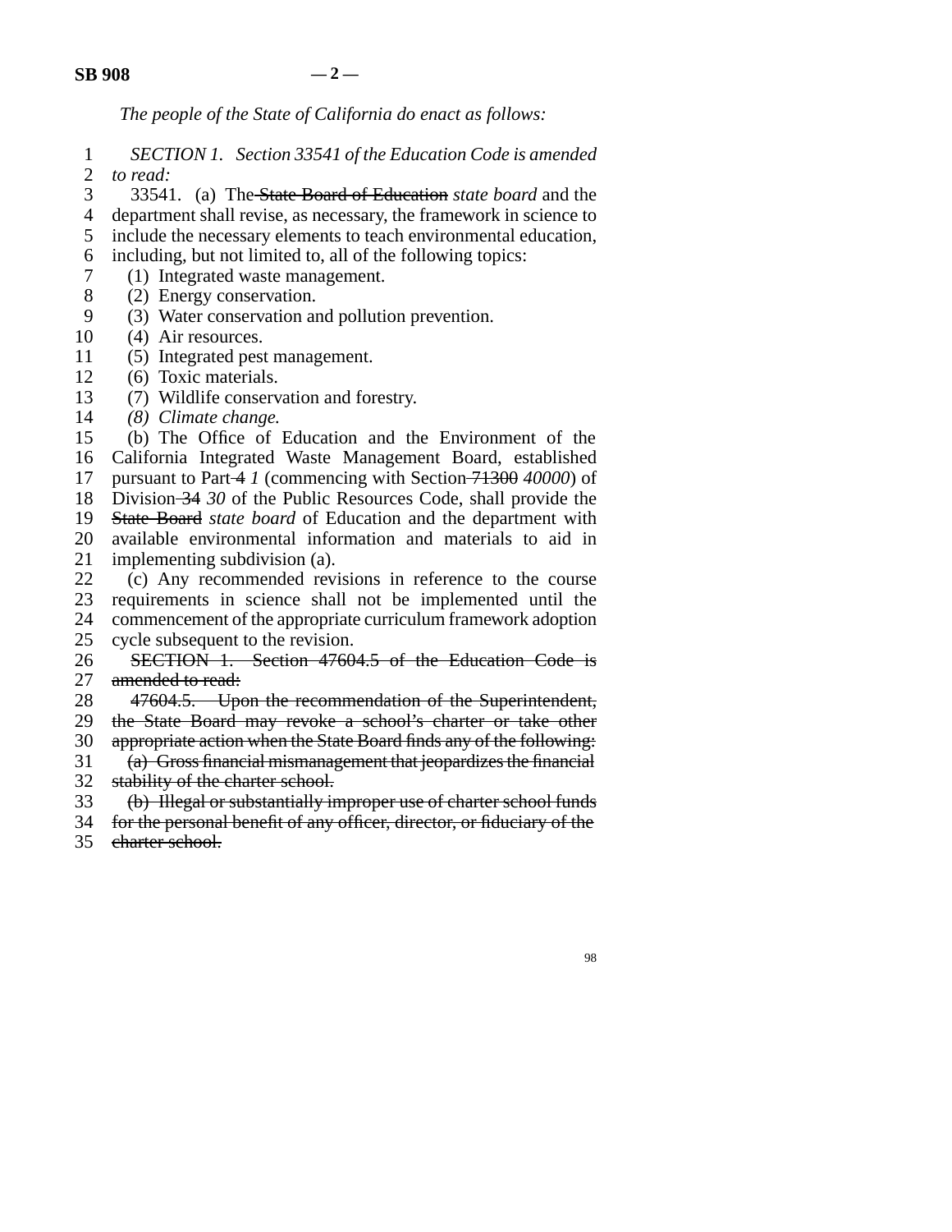*The people of the State of California do enact as follows:*

*SECTION 1. Section 33541 of the Education Code is amended to read:*

33541. (a) The ~~State Board of Education~~ *state board* and the department shall revise, as necessary, the framework in science to include the necessary elements to teach environmental education, including, but not limited to, all of the following topics:

(1) Integrated waste management.

(2) Energy conservation.

(3) Water conservation and pollution prevention.

(4) Air resources.

(5) Integrated pest management.

(6) Toxic materials.

(7) Wildlife conservation and forestry.

*(8) Climate change.*

(b) The Office of Education and the Environment of the California Integrated Waste Management Board, established pursuant to Part ~~4~~ *1* (commencing with Section ~~71300~~ *40000*) of Division ~~34~~ *30* of the Public Resources Code, shall provide the ~~State Board~~ *state board* of Education and the department with available environmental information and materials to aid in implementing subdivision (a).

(c) Any recommended revisions in reference to the course requirements in science shall not be implemented until the commencement of the appropriate curriculum framework adoption cycle subsequent to the revision.

~~SECTION 1. Section 47604.5 of the Education Code is amended to read:~~

~~47604.5. Upon the recommendation of the Superintendent, the State Board may revoke a school's charter or take other appropriate action when the State Board finds any of the following:~~

~~(a) Gross financial mismanagement that jeopardizes the financial stability of the charter school.~~

~~(b) Illegal or substantially improper use of charter school funds for the personal benefit of any officer, director, or fiduciary of the charter school.~~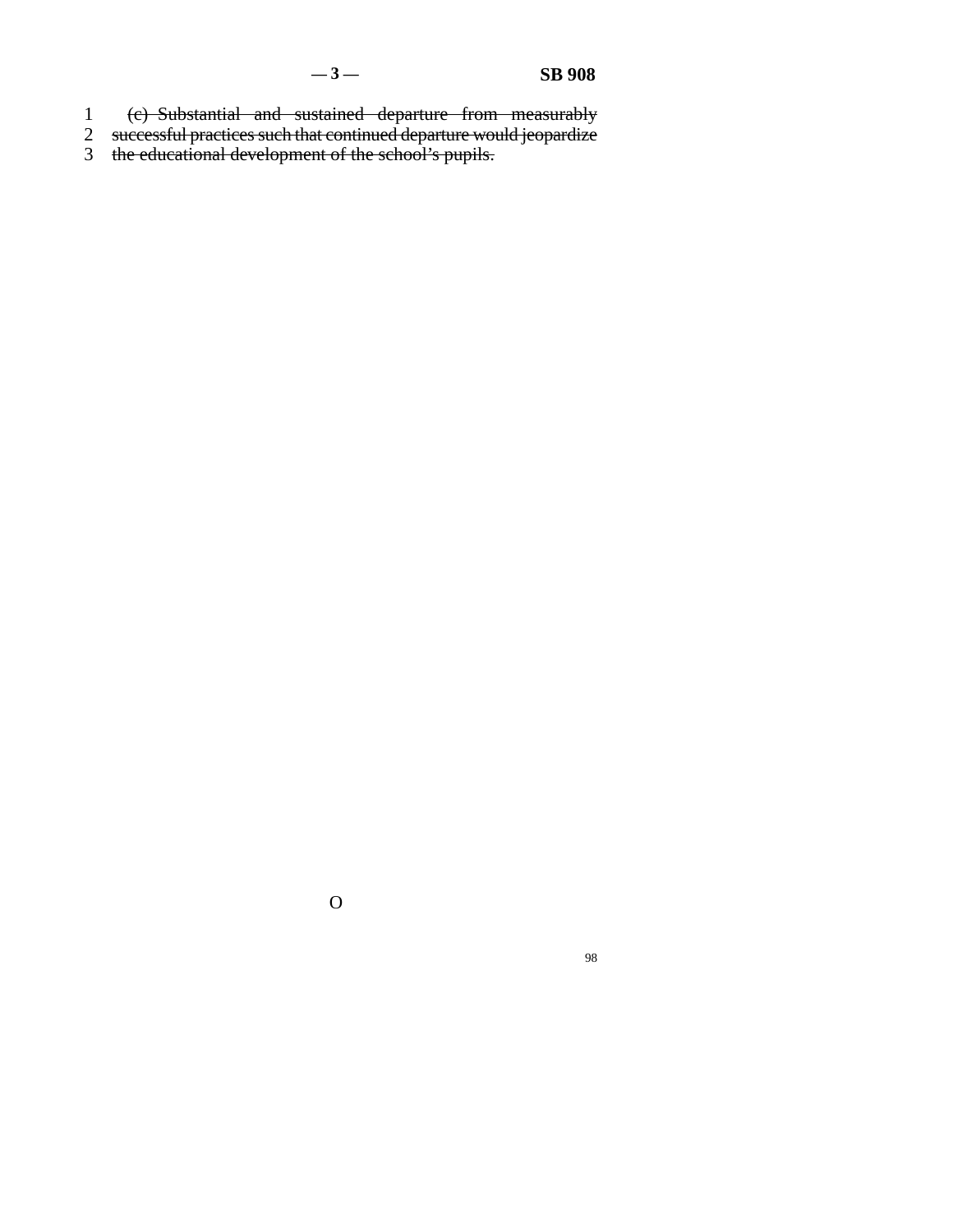~~(c) Substantial and sustained departure from measurably successful practices such that continued departure would jeopardize the educational development of the school's pupils.~~

O